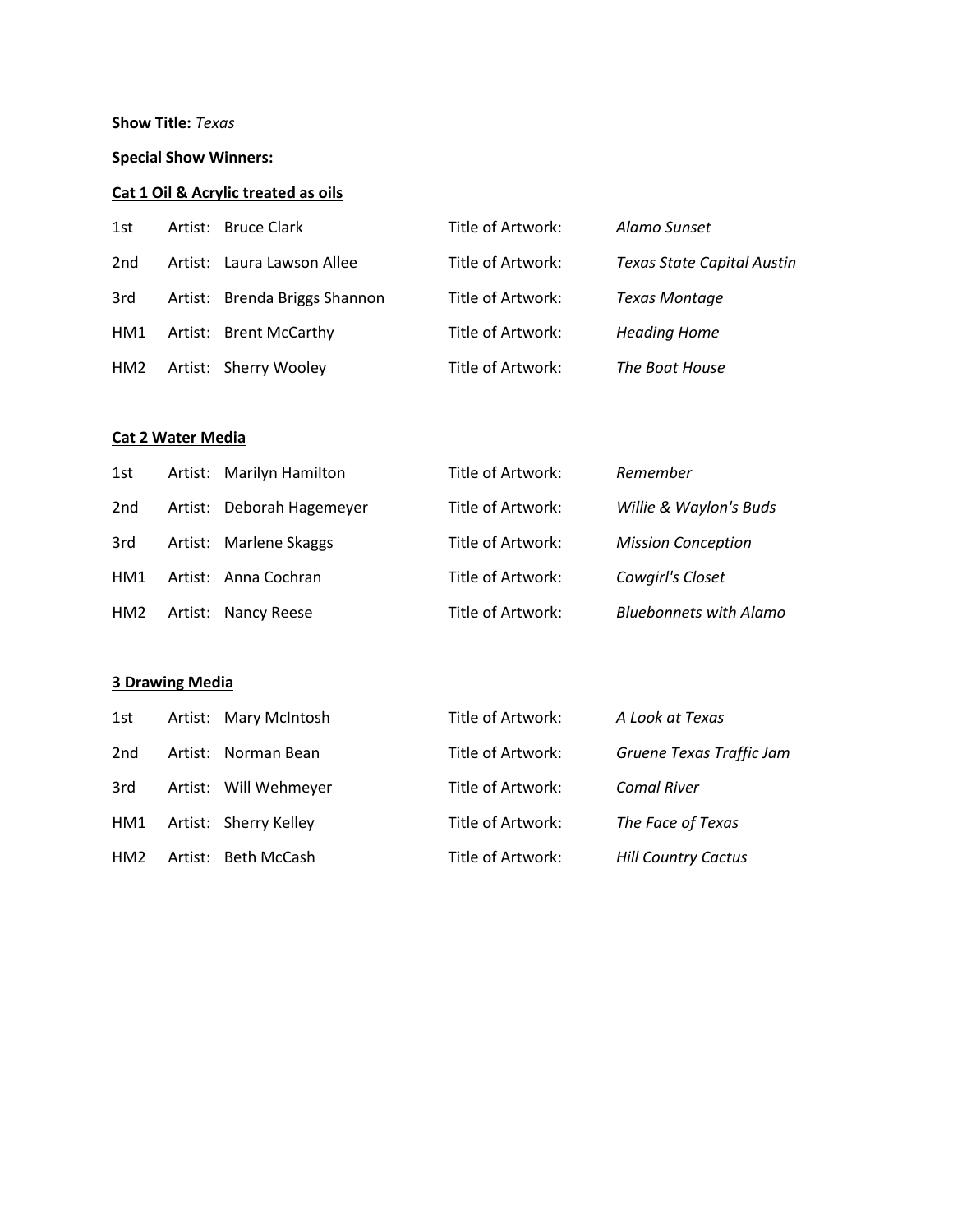**Show Title:** *Texas*

**Special Show Winners:**

**Cat 1 Oil & Acrylic treated as oils**

| | | | | |
|---|---|---|---|---|
| 1st | Artist: | Bruce Clark | Title of Artwork: | *Alamo Sunset* |
| 2nd | Artist: | Laura Lawson Allee | Title of Artwork: | *Texas State Capital Austin* |
| 3rd | Artist: | Brenda Briggs Shannon | Title of Artwork: | *Texas Montage* |
| HM1 | Artist: | Brent McCarthy | Title of Artwork: | *Heading Home* |
| HM2 | Artist: | Sherry Wooley | Title of Artwork: | *The Boat House* |

**Cat 2 Water Media**

| | | | | |
|---|---|---|---|---|
| 1st | Artist: | Marilyn Hamilton | Title of Artwork: | *Remember* |
| 2nd | Artist: | Deborah Hagemeyer | Title of Artwork: | *Willie & Waylon's Buds* |
| 3rd | Artist: | Marlene Skaggs | Title of Artwork: | *Mission Conception* |
| HM1 | Artist: | Anna Cochran | Title of Artwork: | *Cowgirl's Closet* |
| HM2 | Artist: | Nancy Reese | Title of Artwork: | *Bluebonnets with Alamo* |

**3 Drawing Media**

| | | | | |
|---|---|---|---|---|
| 1st | Artist: | Mary McIntosh | Title of Artwork: | *A Look at Texas* |
| 2nd | Artist: | Norman Bean | Title of Artwork: | *Gruene Texas Traffic Jam* |
| 3rd | Artist: | Will Wehmeyer | Title of Artwork: | *Comal River* |
| HM1 | Artist: | Sherry Kelley | Title of Artwork: | *The Face of Texas* |
| HM2 | Artist: | Beth McCash | Title of Artwork: | *Hill Country Cactus* |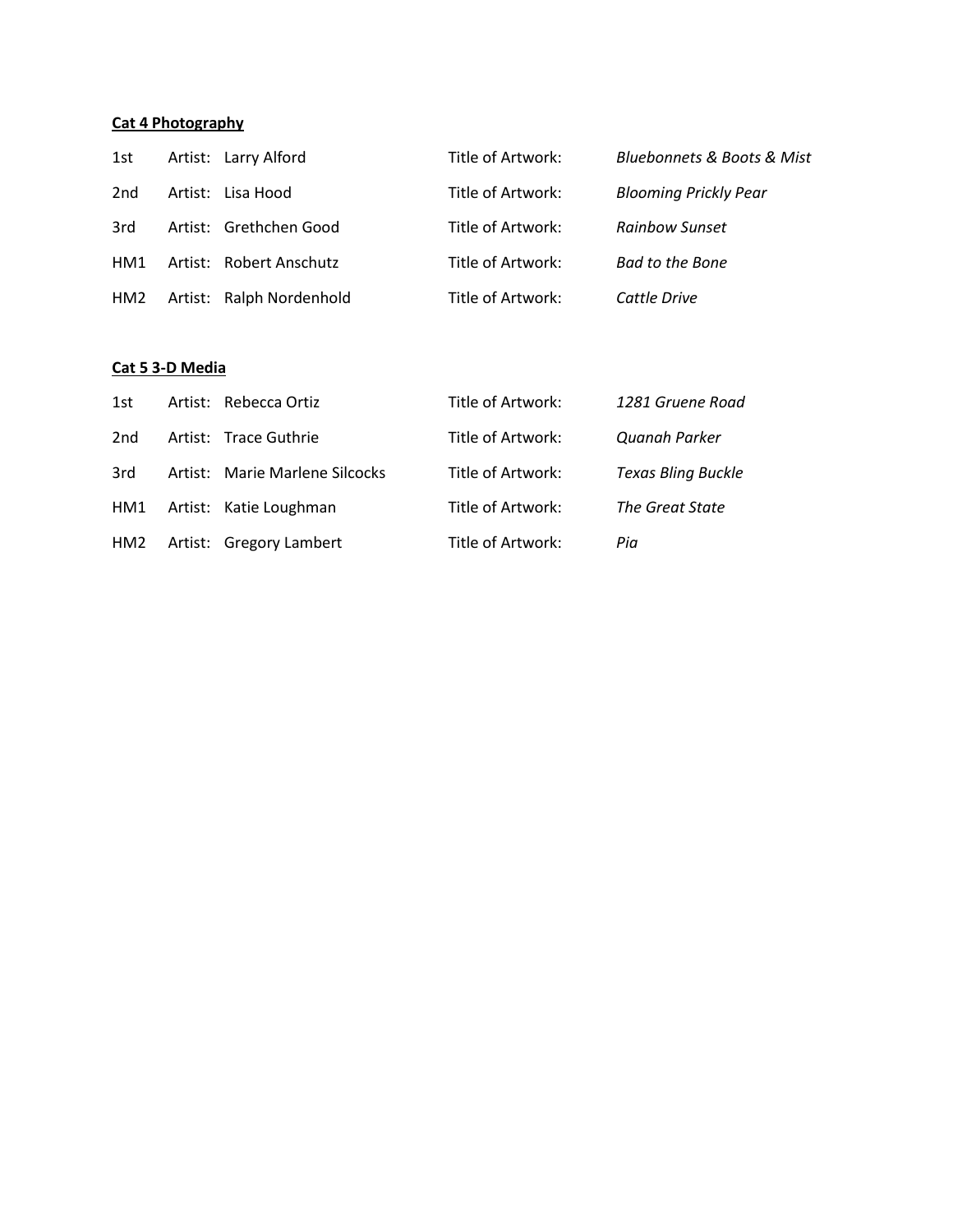**Cat 4 Photography**

| | | | |
|---|---|---|---|
| 1st | Artist: Larry Alford | Title of Artwork: | *Bluebonnets & Boots & Mist* |
| 2nd | Artist: Lisa Hood | Title of Artwork: | *Blooming Prickly Pear* |
| 3rd | Artist: Grethchen Good | Title of Artwork: | *Rainbow Sunset* |
| HM1 | Artist: Robert Anschutz | Title of Artwork: | *Bad to the Bone* |
| HM2 | Artist: Ralph Nordenhold | Title of Artwork: | *Cattle Drive* |

**Cat 5 3-D Media**

| | | | |
|---|---|---|---|
| 1st | Artist: Rebecca Ortiz | Title of Artwork: | *1281 Gruene Road* |
| 2nd | Artist: Trace Guthrie | Title of Artwork: | *Quanah Parker* |
| 3rd | Artist: Marie Marlene Silcocks | Title of Artwork: | *Texas Bling Buckle* |
| HM1 | Artist: Katie Loughman | Title of Artwork: | *The Great State* |
| HM2 | Artist: Gregory Lambert | Title of Artwork: | *Pia* |